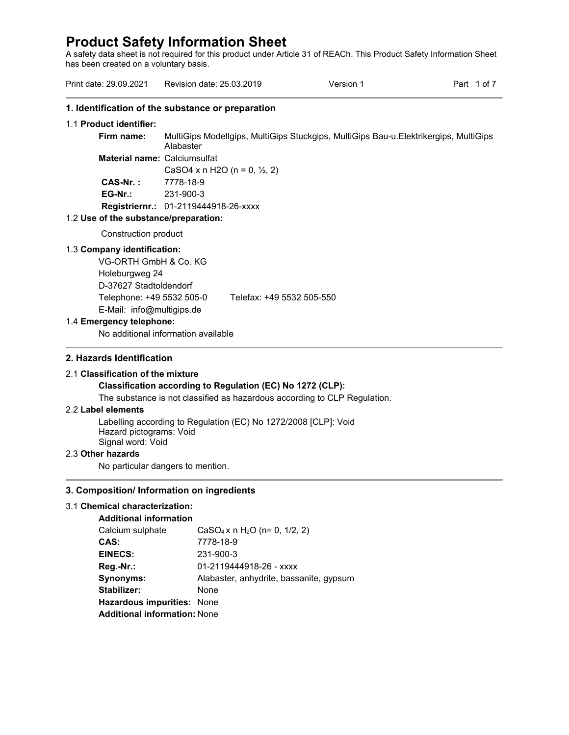# Product Safety Information Sheet

A safety data sheet is not required for this product under Article 31 of REACh. This Product Safety Information Sheet has been created on a voluntary basis.

Print date: 29.09.2021 Revision date: 25.03.2019 Version 1

## 1. Identification of the substance or preparation

1.1 **Product identifier:**

**Firm name:** MultiGips Modellgips, MultiGips Stuckgips, MultiGips Bau-u.Elektrikergips, MultiGips Alabaster

**Material name:** Calciumsulfat

$CaSO_4$ x n $H_2O$ (n = 0, ½, 2)

**CAS-Nr. :** 7778-18-9

**EG-Nr.:** 231-900-3

**Registriernr.:** 01-2119444918-26-xxxx

1.2 **Use of the substance/preparation:**

Construction product

1.3 **Company identification:**

VG-ORTH GmbH & Co. KG
Holeburgweg 24
D-37627 Stadtoldendorf
Telephone: +49 5532 505-0 Telefax: +49 5532 505-550
E-Mail: info@multigips.de

1.4 **Emergency telephone:**

No additional information available

## 2. Hazards Identification

2.1 **Classification of the mixture**

**Classification according to Regulation (EC) No 1272 (CLP):**

The substance is not classified as hazardous according to CLP Regulation.

2.2 **Label elements**

Labelling according to Regulation (EC) No 1272/2008 [CLP]: Void
Hazard pictograms: Void
Signal word: Void

2.3 **Other hazards**

No particular dangers to mention.

## 3. Composition/ Information on ingredients

3.1 **Chemical characterization:**

**Additional information**

| | |
|---|---|
| Calcium sulphate | $CaSO_4$ x n $H_2O$ (n= 0, 1/2, 2) |
| **CAS:** | 7778-18-9 |
| **EINECS:** | 231-900-3 |
| **Reg.-Nr.:** | 01-2119444918-26 - xxxx |
| **Synonyms:** | Alabaster, anhydrite, bassanite, gypsum |
| **Stabilizer:** | None |
| **Hazardous impurities:** | None |
| **Additional information:** | None |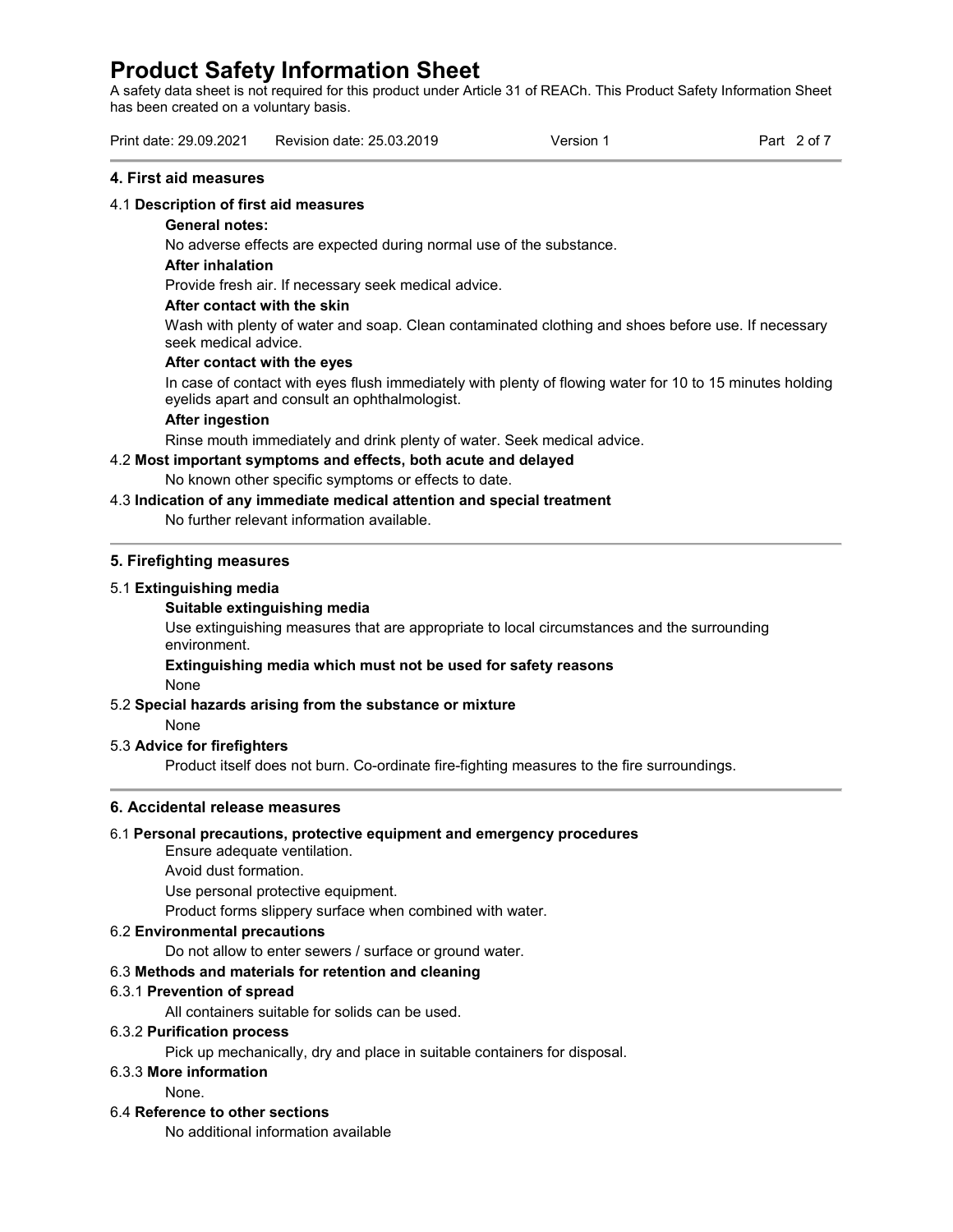## 4. First aid measures

### 4.1 Description of first aid measures

**General notes:**

No adverse effects are expected during normal use of the substance.

**After inhalation**

Provide fresh air. If necessary seek medical advice.

**After contact with the skin**

Wash with plenty of water and soap. Clean contaminated clothing and shoes before use. If necessary seek medical advice.

**After contact with the eyes**

In case of contact with eyes flush immediately with plenty of flowing water for 10 to 15 minutes holding eyelids apart and consult an ophthalmologist.

**After ingestion**

Rinse mouth immediately and drink plenty of water. Seek medical advice.

### 4.2 Most important symptoms and effects, both acute and delayed

No known other specific symptoms or effects to date.

### 4.3 Indication of any immediate medical attention and special treatment

No further relevant information available.

## 5. Firefighting measures

### 5.1 Extinguishing media

**Suitable extinguishing media**

Use extinguishing measures that are appropriate to local circumstances and the surrounding environment.

**Extinguishing media which must not be used for safety reasons**

None

### 5.2 Special hazards arising from the substance or mixture

None

### 5.3 Advice for firefighters

Product itself does not burn. Co-ordinate fire-fighting measures to the fire surroundings.

## 6. Accidental release measures

### 6.1 Personal precautions, protective equipment and emergency procedures

Ensure adequate ventilation.

Avoid dust formation.

Use personal protective equipment.

Product forms slippery surface when combined with water.

### 6.2 Environmental precautions

Do not allow to enter sewers / surface or ground water.

### 6.3 Methods and materials for retention and cleaning

#### 6.3.1 Prevention of spread

All containers suitable for solids can be used.

#### 6.3.2 Purification process

Pick up mechanically, dry and place in suitable containers for disposal.

#### 6.3.3 More information

None.

### 6.4 Reference to other sections

No additional information available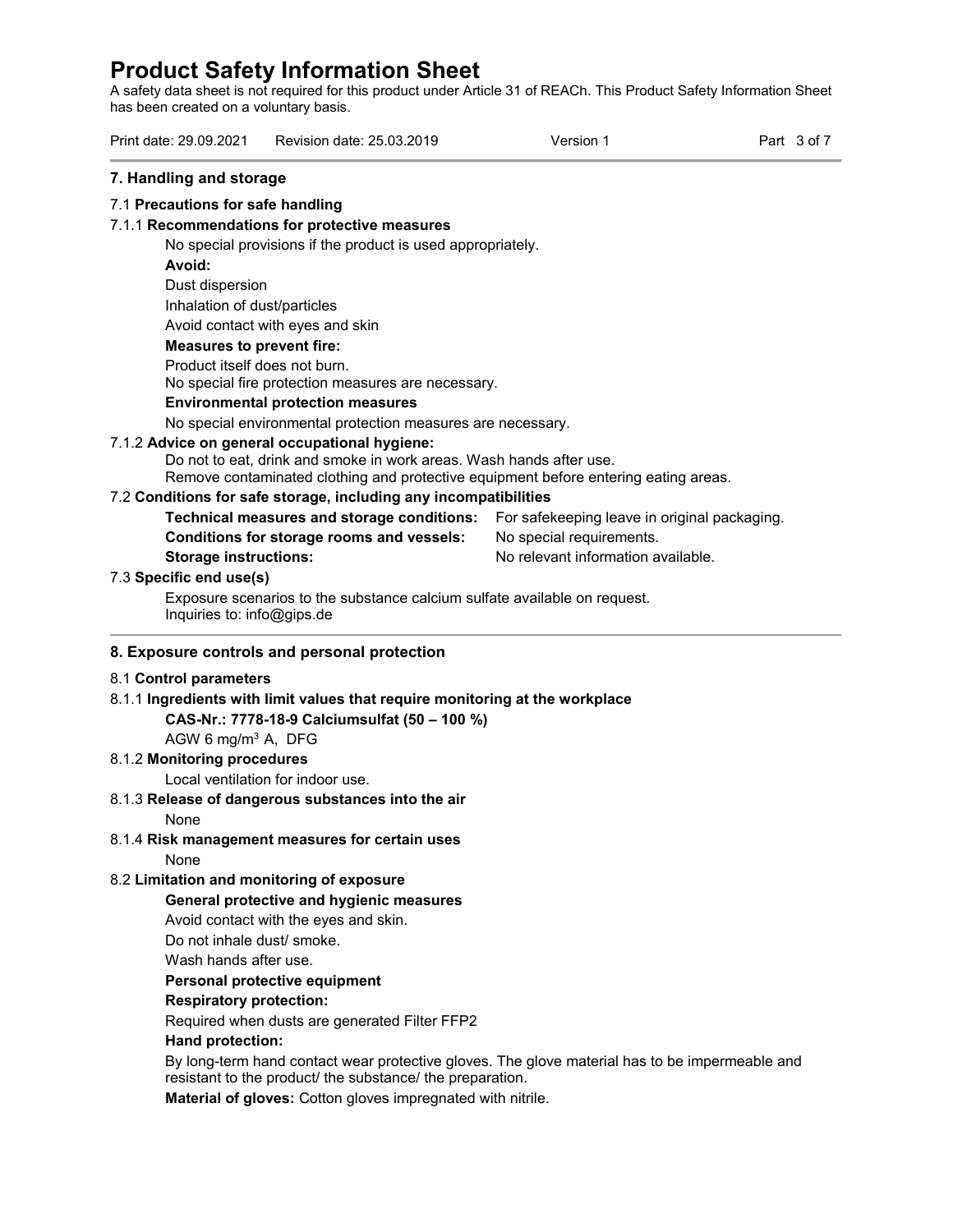## 7. Handling and storage

### 7.1 Precautions for safe handling

#### 7.1.1 Recommendations for protective measures

No special provisions if the product is used appropriately.

**Avoid:**

Dust dispersion

Inhalation of dust/particles

Avoid contact with eyes and skin

**Measures to prevent fire:**

Product itself does not burn.
No special fire protection measures are necessary.

**Environmental protection measures**

No special environmental protection measures are necessary.

#### 7.1.2 Advice on general occupational hygiene:

Do not to eat, drink and smoke in work areas. Wash hands after use.
Remove contaminated clothing and protective equipment before entering eating areas.

### 7.2 Conditions for safe storage, including any incompatibilities

**Technical measures and storage conditions:** For safekeeping leave in original packaging.

**Conditions for storage rooms and vessels:** No special requirements.

**Storage instructions:** No relevant information available.

### 7.3 Specific end use(s)

Exposure scenarios to the substance calcium sulfate available on request.
Inquiries to: info@gips.de

## 8. Exposure controls and personal protection

### 8.1 Control parameters

#### 8.1.1 Ingredients with limit values that require monitoring at the workplace

**CAS-Nr.: 7778-18-9 Calciumsulfat (50 – 100 %)**

AGW 6 mg/m³ A, DFG

#### 8.1.2 Monitoring procedures

Local ventilation for indoor use.

#### 8.1.3 Release of dangerous substances into the air

None

#### 8.1.4 Risk management measures for certain uses

None

### 8.2 Limitation and monitoring of exposure

**General protective and hygienic measures**

Avoid contact with the eyes and skin.

Do not inhale dust/ smoke.

Wash hands after use.

**Personal protective equipment**

**Respiratory protection:**

Required when dusts are generated Filter FFP2

**Hand protection:**

By long-term hand contact wear protective gloves. The glove material has to be impermeable and resistant to the product/ the substance/ the preparation.

**Material of gloves:** Cotton gloves impregnated with nitrile.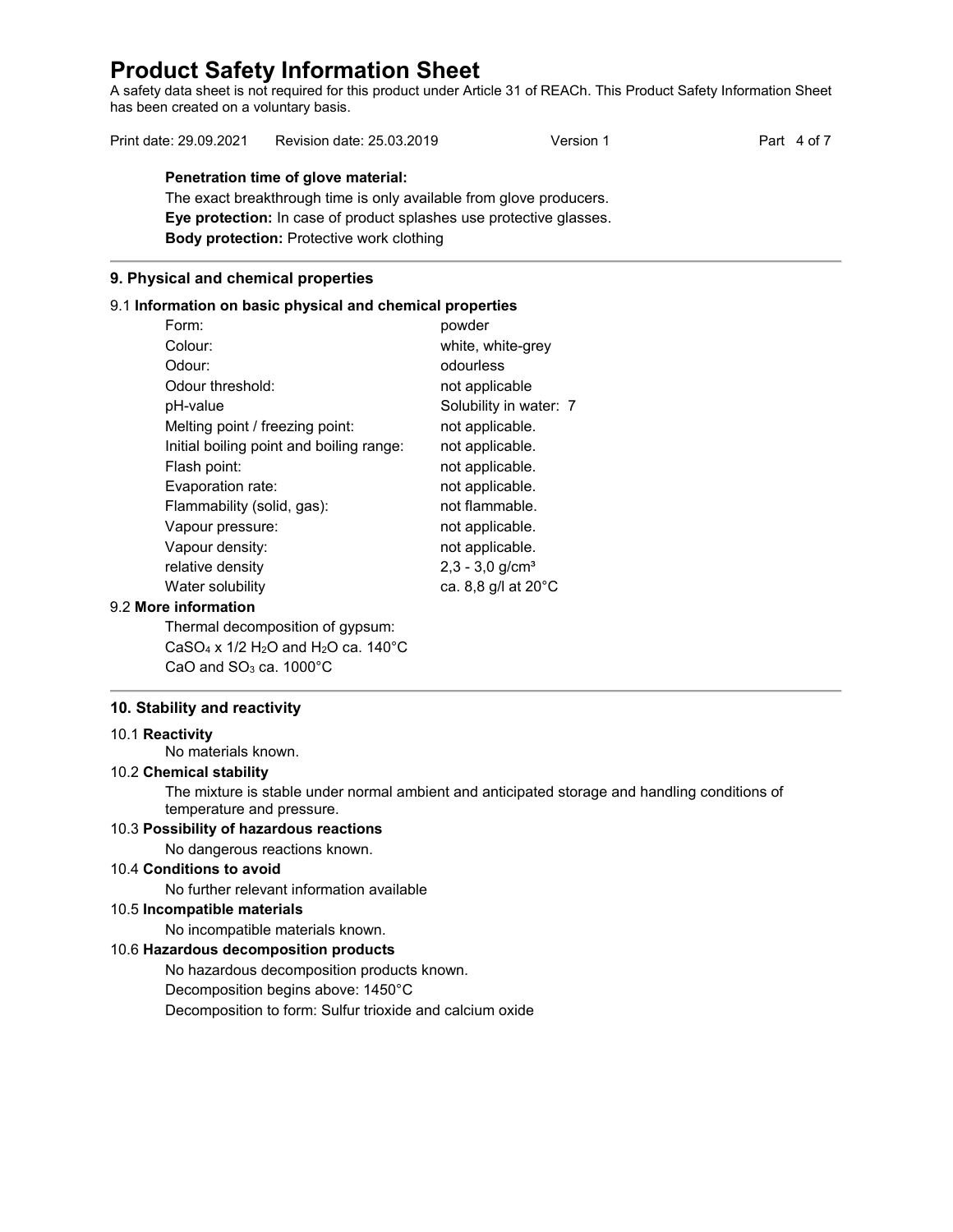**Penetration time of glove material:**

The exact breakthrough time is only available from glove producers.

**Eye protection:** In case of product splashes use protective glasses.

**Body protection:** Protective work clothing

## 9. Physical and chemical properties

### 9.1 Information on basic physical and chemical properties

| | |
|---|---|
| Form: | powder |
| Colour: | white, white-grey |
| Odour: | odourless |
| Odour threshold: | not applicable |
| pH-value | Solubility in water: 7 |
| Melting point / freezing point: | not applicable. |
| Initial boiling point and boiling range: | not applicable. |
| Flash point: | not applicable. |
| Evaporation rate: | not applicable. |
| Flammability (solid, gas): | not flammable. |
| Vapour pressure: | not applicable. |
| Vapour density: | not applicable. |
| relative density | 2,3 - 3,0 g/cm³ |
| Water solubility | ca. 8,8 g/l at 20°C |

### 9.2 More information

Thermal decomposition of gypsum:

$CaSO_4$ x 1/2 $H_2O$ and $H_2O$ ca. 140°C

CaO and $SO_3$ ca. 1000°C

## 10. Stability and reactivity

### 10.1 Reactivity

No materials known.

### 10.2 Chemical stability

The mixture is stable under normal ambient and anticipated storage and handling conditions of temperature and pressure.

### 10.3 Possibility of hazardous reactions

No dangerous reactions known.

### 10.4 Conditions to avoid

No further relevant information available

### 10.5 Incompatible materials

No incompatible materials known.

### 10.6 Hazardous decomposition products

No hazardous decomposition products known.

Decomposition begins above: 1450°C

Decomposition to form: Sulfur trioxide and calcium oxide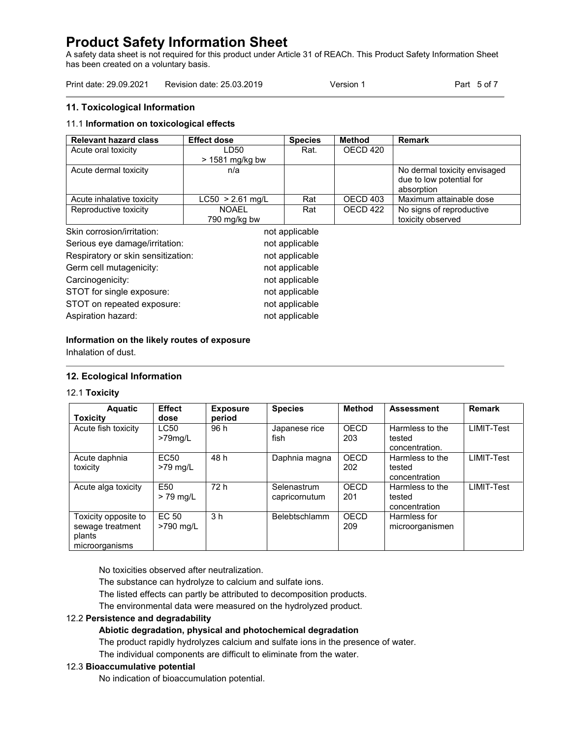# Product Safety Information Sheet

A safety data sheet is not required for this product under Article 31 of REACh. This Product Safety Information Sheet has been created on a voluntary basis.

Print date: 29.09.2021 Revision date: 25.03.2019 Version 1

## 11. Toxicological Information

### 11.1 Information on toxicological effects

| Relevant hazard class | Effect dose | Species | Method | Remark |
|---|---|---|---|---|
| Acute oral toxicity | LD50 > 1581 mg/kg bw | Rat. | OECD 420 | |
| Acute dermal toxicity | n/a | | | No dermal toxicity envisaged due to low potential for absorption |
| Acute inhalative toxicity | LC50 > 2.61 mg/L | Rat | OECD 403 | Maximum attainable dose |
| Reproductive toxicity | NOAEL 790 mg/kg bw | Rat | OECD 422 | No signs of reproductive toxicity observed |

Skin corrosion/irritation: not applicable
Serious eye damage/irritation: not applicable
Respiratory or skin sensitization: not applicable
Germ cell mutagenicity: not applicable
Carcinogenicity: not applicable
STOT for single exposure: not applicable
STOT on repeated exposure: not applicable
Aspiration hazard: not applicable

**Information on the likely routes of exposure**

Inhalation of dust.

## 12. Ecological Information

### 12.1 Toxicity

| Aquatic Toxicity | Effect dose | Exposure period | Species | Method | Assessment | Remark |
|---|---|---|---|---|---|---|
| Acute fish toxicity | LC50 >79mg/L | 96 h | Japanese rice fish | OECD 203 | Harmless to the tested concentration. | LIMIT-Test |
| Acute daphnia toxicity | EC50 >79 mg/L | 48 h | Daphnia magna | OECD 202 | Harmless to the tested concentration | LIMIT-Test |
| Acute alga toxicity | E50 > 79 mg/L | 72 h | Selenastrum capricornutum | OECD 201 | Harmless to the tested concentration | LIMIT-Test |
| Toxicity opposite to sewage treatment plants microorganisms | EC 50 >790 mg/L | 3 h | Belebtschlamm | OECD 209 | Harmless for microorganismen | |

No toxicities observed after neutralization.
The substance can hydrolyze to calcium and sulfate ions.
The listed effects can partly be attributed to decomposition products.
The environmental data were measured on the hydrolyzed product.

### 12.2 Persistence and degradability

**Abiotic degradation, physical and photochemical degradation**

The product rapidly hydrolyzes calcium and sulfate ions in the presence of water.
The individual components are difficult to eliminate from the water.

### 12.3 Bioaccumulative potential

No indication of bioaccumulation potential.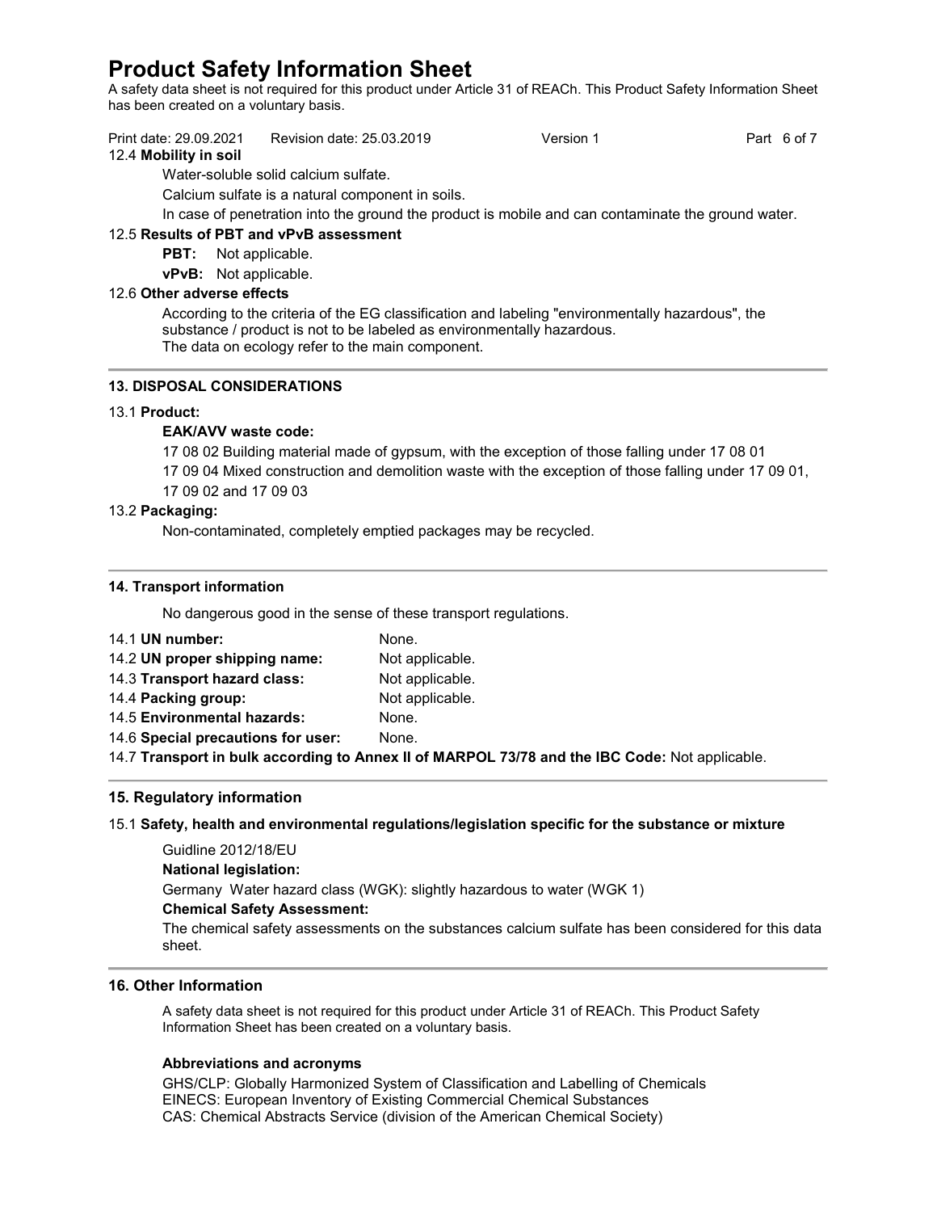12.4 **Mobility in soil**

Water-soluble solid calcium sulfate.

Calcium sulfate is a natural component in soils.

In case of penetration into the ground the product is mobile and can contaminate the ground water.

12.5 **Results of PBT and vPvB assessment**

**PBT:** Not applicable.

**vPvB:** Not applicable.

12.6 **Other adverse effects**

According to the criteria of the EG classification and labeling "environmentally hazardous", the substance / product is not to be labeled as environmentally hazardous.
The data on ecology refer to the main component.

## 13. DISPOSAL CONSIDERATIONS

13.1 **Product:**

**EAK/AVV waste code:**

17 08 02 Building material made of gypsum, with the exception of those falling under 17 08 01

17 09 04 Mixed construction and demolition waste with the exception of those falling under 17 09 01, 17 09 02 and 17 09 03

13.2 **Packaging:**

Non-contaminated, completely emptied packages may be recycled.

## 14. Transport information

No dangerous good in the sense of these transport regulations.

14.1 **UN number:** None.
14.2 **UN proper shipping name:** Not applicable.
14.3 **Transport hazard class:** Not applicable.
14.4 **Packing group:** Not applicable.
14.5 **Environmental hazards:** None.
14.6 **Special precautions for user:** None.
14.7 **Transport in bulk according to Annex II of MARPOL 73/78 and the IBC Code:** Not applicable.

## 15. Regulatory information

15.1 **Safety, health and environmental regulations/legislation specific for the substance or mixture**

Guidline 2012/18/EU

**National legislation:**

Germany Water hazard class (WGK): slightly hazardous to water (WGK 1)

**Chemical Safety Assessment:**

The chemical safety assessments on the substances calcium sulfate has been considered for this data sheet.

## 16. Other Information

A safety data sheet is not required for this product under Article 31 of REACh. This Product Safety Information Sheet has been created on a voluntary basis.

### Abbreviations and acronyms

GHS/CLP: Globally Harmonized System of Classification and Labelling of Chemicals
EINECS: European Inventory of Existing Commercial Chemical Substances
CAS: Chemical Abstracts Service (division of the American Chemical Society)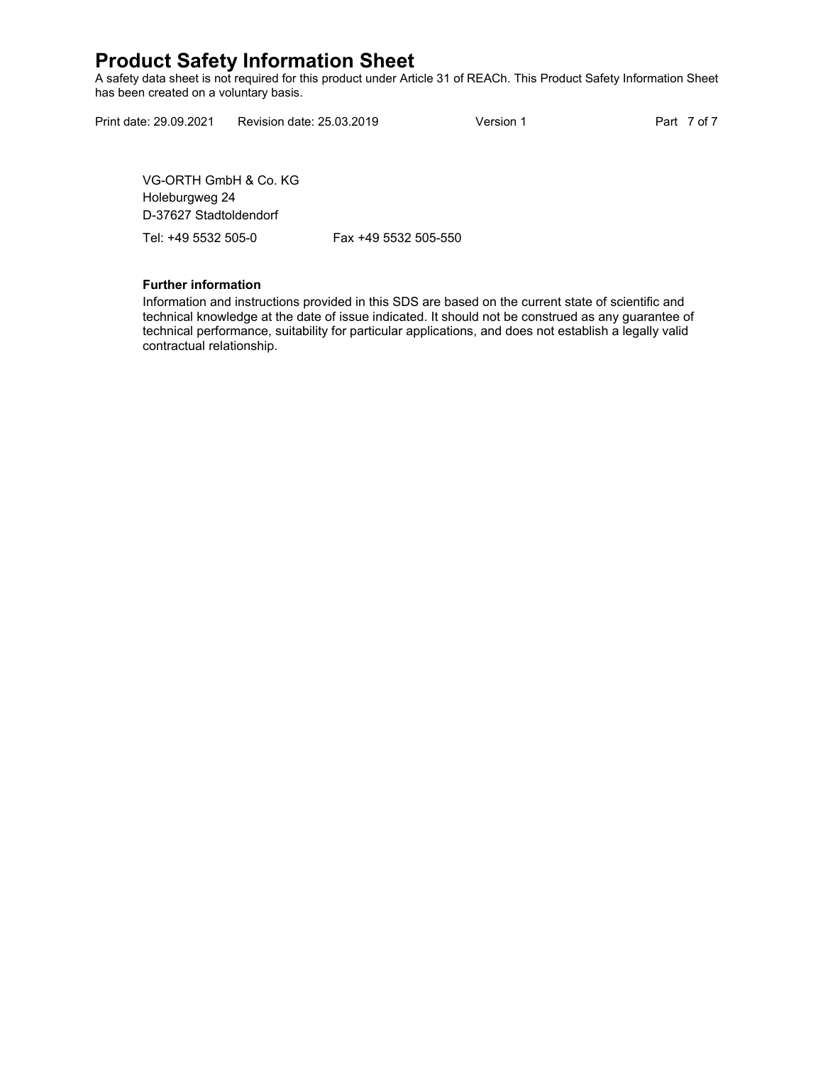VG-ORTH GmbH & Co. KG
Holeburgweg 24
D-37627 Stadtoldendorf

Tel: +49 5532 505-0    Fax +49 5532 505-550

**Further information**

Information and instructions provided in this SDS are based on the current state of scientific and technical knowledge at the date of issue indicated. It should not be construed as any guarantee of technical performance, suitability for particular applications, and does not establish a legally valid contractual relationship.